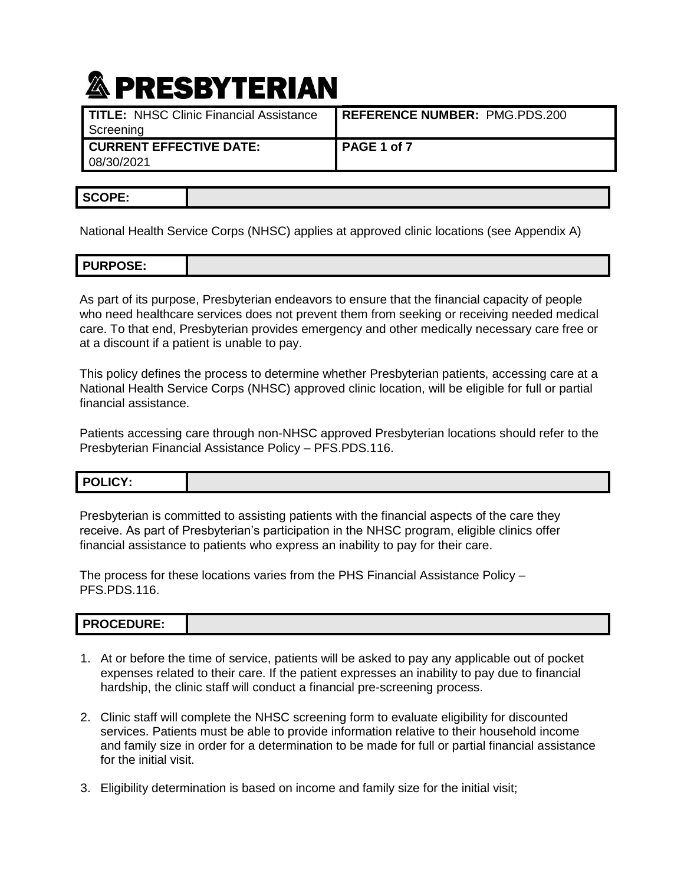# PRESBYTERIAN

| **TITLE:** NHSC Clinic Financial Assistance Screening | **REFERENCE NUMBER:** PMG.PDS.200 |
|---|---|
| **CURRENT EFFECTIVE DATE:** 08/30/2021 | **PAGE 1 of 7** |

## SCOPE:

National Health Service Corps (NHSC) applies at approved clinic locations (see Appendix A)

## PURPOSE:

As part of its purpose, Presbyterian endeavors to ensure that the financial capacity of people who need healthcare services does not prevent them from seeking or receiving needed medical care. To that end, Presbyterian provides emergency and other medically necessary care free or at a discount if a patient is unable to pay.

This policy defines the process to determine whether Presbyterian patients, accessing care at a National Health Service Corps (NHSC) approved clinic location, will be eligible for full or partial financial assistance.

Patients accessing care through non-NHSC approved Presbyterian locations should refer to the Presbyterian Financial Assistance Policy – PFS.PDS.116.

## POLICY:

Presbyterian is committed to assisting patients with the financial aspects of the care they receive. As part of Presbyterian's participation in the NHSC program, eligible clinics offer financial assistance to patients who express an inability to pay for their care.

The process for these locations varies from the PHS Financial Assistance Policy – PFS.PDS.116.

## PROCEDURE:

1. At or before the time of service, patients will be asked to pay any applicable out of pocket expenses related to their care. If the patient expresses an inability to pay due to financial hardship, the clinic staff will conduct a financial pre-screening process.

2. Clinic staff will complete the NHSC screening form to evaluate eligibility for discounted services. Patients must be able to provide information relative to their household income and family size in order for a determination to be made for full or partial financial assistance for the initial visit.

3. Eligibility determination is based on income and family size for the initial visit;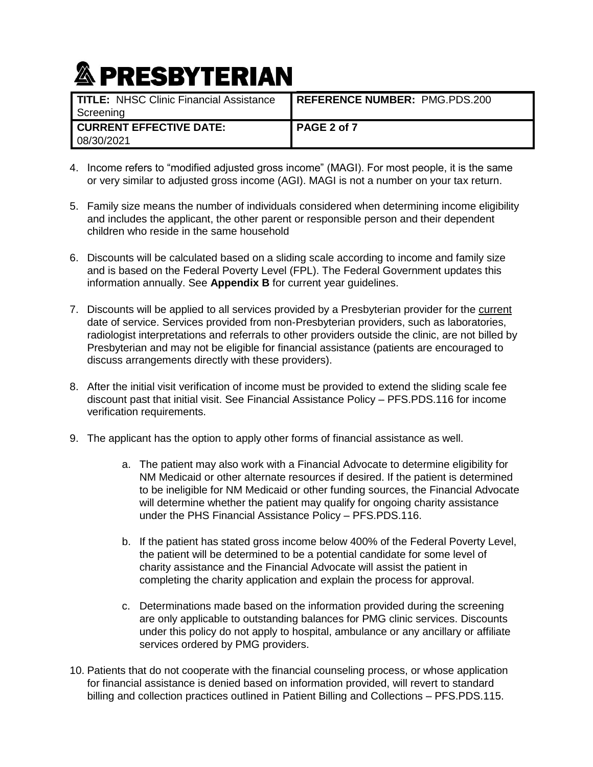4. Income refers to "modified adjusted gross income" (MAGI). For most people, it is the same or very similar to adjusted gross income (AGI). MAGI is not a number on your tax return.

5. Family size means the number of individuals considered when determining income eligibility and includes the applicant, the other parent or responsible person and their dependent children who reside in the same household

6. Discounts will be calculated based on a sliding scale according to income and family size and is based on the Federal Poverty Level (FPL). The Federal Government updates this information annually. See **Appendix B** for current year guidelines.

7. Discounts will be applied to all services provided by a Presbyterian provider for the current date of service. Services provided from non-Presbyterian providers, such as laboratories, radiologist interpretations and referrals to other providers outside the clinic, are not billed by Presbyterian and may not be eligible for financial assistance (patients are encouraged to discuss arrangements directly with these providers).

8. After the initial visit verification of income must be provided to extend the sliding scale fee discount past that initial visit. See Financial Assistance Policy – PFS.PDS.116 for income verification requirements.

9. The applicant has the option to apply other forms of financial assistance as well.

   a. The patient may also work with a Financial Advocate to determine eligibility for NM Medicaid or other alternate resources if desired. If the patient is determined to be ineligible for NM Medicaid or other funding sources, the Financial Advocate will determine whether the patient may qualify for ongoing charity assistance under the PHS Financial Assistance Policy – PFS.PDS.116.

   b. If the patient has stated gross income below 400% of the Federal Poverty Level, the patient will be determined to be a potential candidate for some level of charity assistance and the Financial Advocate will assist the patient in completing the charity application and explain the process for approval.

   c. Determinations made based on the information provided during the screening are only applicable to outstanding balances for PMG clinic services. Discounts under this policy do not apply to hospital, ambulance or any ancillary or affiliate services ordered by PMG providers.

10. Patients that do not cooperate with the financial counseling process, or whose application for financial assistance is denied based on information provided, will revert to standard billing and collection practices outlined in Patient Billing and Collections – PFS.PDS.115.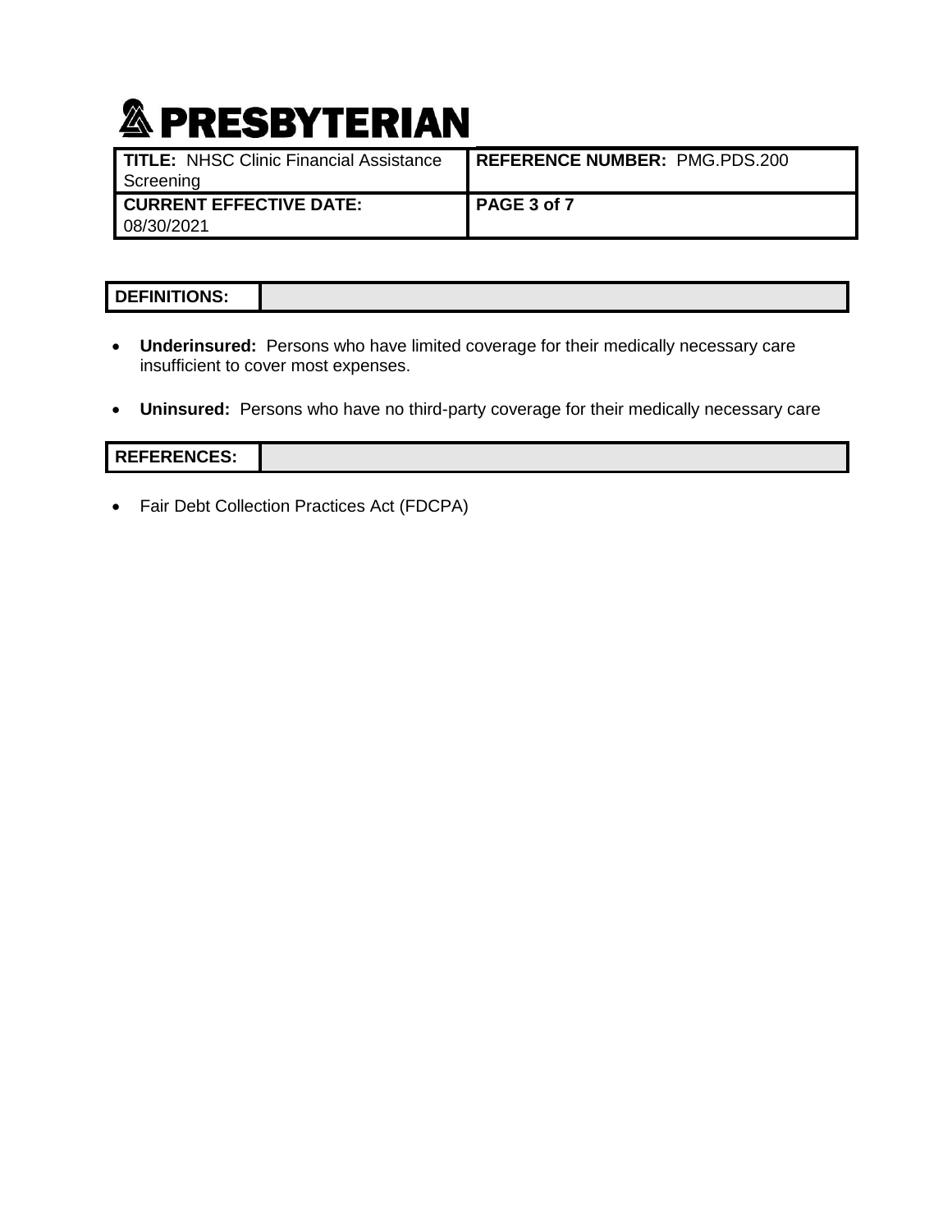## DEFINITIONS:

- **Underinsured:** Persons who have limited coverage for their medically necessary care insufficient to cover most expenses.

- **Uninsured:** Persons who have no third-party coverage for their medically necessary care

## REFERENCES:

- Fair Debt Collection Practices Act (FDCPA)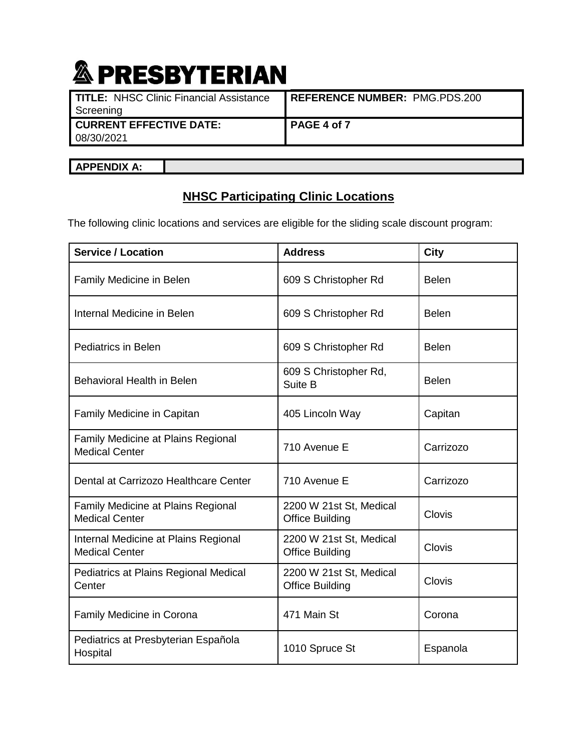**APPENDIX A:**

## NHSC Participating Clinic Locations

The following clinic locations and services are eligible for the sliding scale discount program:

| Service / Location | Address | City |
|---|---|---|
| Family Medicine in Belen | 609 S Christopher Rd | Belen |
| Internal Medicine in Belen | 609 S Christopher Rd | Belen |
| Pediatrics in Belen | 609 S Christopher Rd | Belen |
| Behavioral Health in Belen | 609 S Christopher Rd, Suite B | Belen |
| Family Medicine in Capitan | 405 Lincoln Way | Capitan |
| Family Medicine at Plains Regional Medical Center | 710 Avenue E | Carrizozo |
| Dental at Carrizozo Healthcare Center | 710 Avenue E | Carrizozo |
| Family Medicine at Plains Regional Medical Center | 2200 W 21st St, Medical Office Building | Clovis |
| Internal Medicine at Plains Regional Medical Center | 2200 W 21st St, Medical Office Building | Clovis |
| Pediatrics at Plains Regional Medical Center | 2200 W 21st St, Medical Office Building | Clovis |
| Family Medicine in Corona | 471 Main St | Corona |
| Pediatrics at Presbyterian Española Hospital | 1010 Spruce St | Espanola |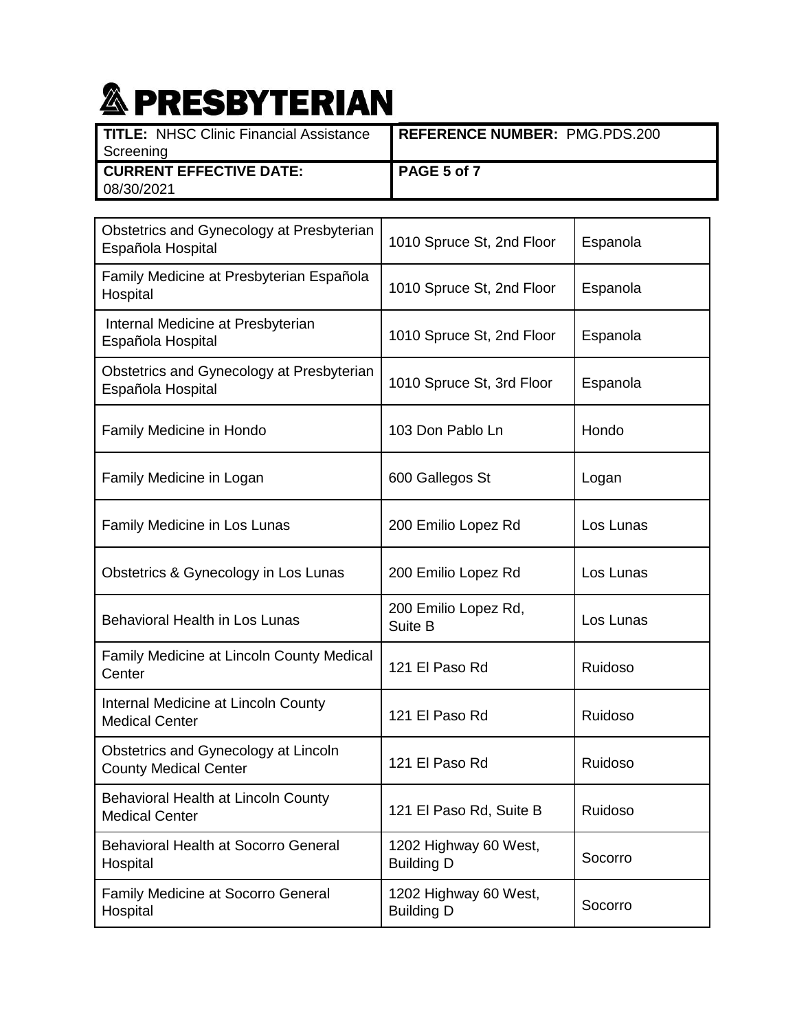| | | |
|---|---|---|
| Obstetrics and Gynecology at Presbyterian Española Hospital | 1010 Spruce St, 2nd Floor | Espanola |
| Family Medicine at Presbyterian Española Hospital | 1010 Spruce St, 2nd Floor | Espanola |
| Internal Medicine at Presbyterian Española Hospital | 1010 Spruce St, 2nd Floor | Espanola |
| Obstetrics and Gynecology at Presbyterian Española Hospital | 1010 Spruce St, 3rd Floor | Espanola |
| Family Medicine in Hondo | 103 Don Pablo Ln | Hondo |
| Family Medicine in Logan | 600 Gallegos St | Logan |
| Family Medicine in Los Lunas | 200 Emilio Lopez Rd | Los Lunas |
| Obstetrics & Gynecology in Los Lunas | 200 Emilio Lopez Rd | Los Lunas |
| Behavioral Health in Los Lunas | 200 Emilio Lopez Rd, Suite B | Los Lunas |
| Family Medicine at Lincoln County Medical Center | 121 El Paso Rd | Ruidoso |
| Internal Medicine at Lincoln County Medical Center | 121 El Paso Rd | Ruidoso |
| Obstetrics and Gynecology at Lincoln County Medical Center | 121 El Paso Rd | Ruidoso |
| Behavioral Health at Lincoln County Medical Center | 121 El Paso Rd, Suite B | Ruidoso |
| Behavioral Health at Socorro General Hospital | 1202 Highway 60 West, Building D | Socorro |
| Family Medicine at Socorro General Hospital | 1202 Highway 60 West, Building D | Socorro |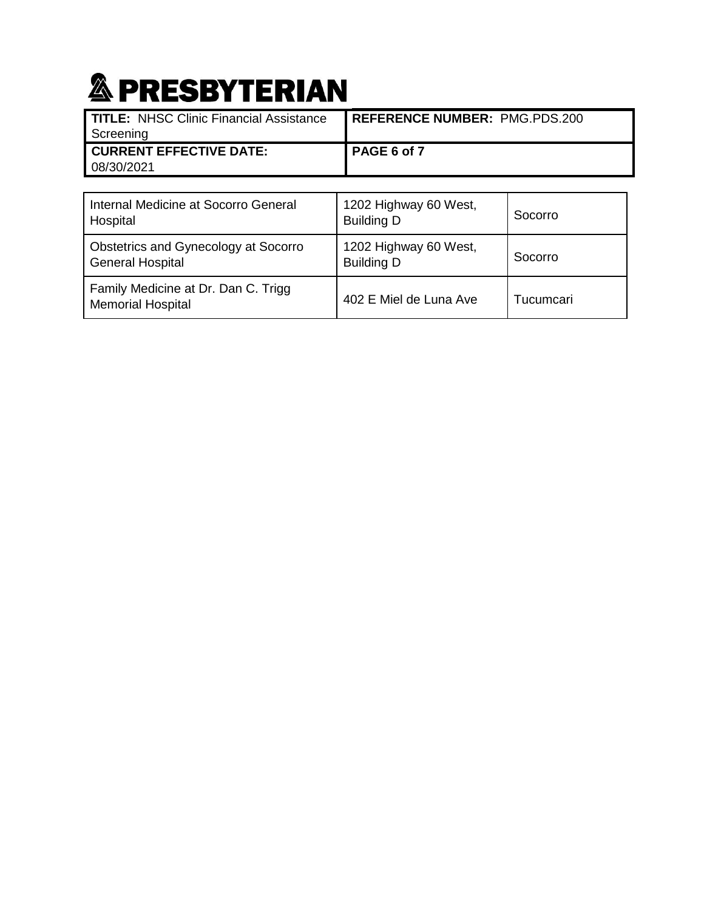| Internal Medicine at Socorro General Hospital | 1202 Highway 60 West, Building D | Socorro |
|---|---|---|
| Obstetrics and Gynecology at Socorro General Hospital | 1202 Highway 60 West, Building D | Socorro |
| Family Medicine at Dr. Dan C. Trigg Memorial Hospital | 402 E Miel de Luna Ave | Tucumcari |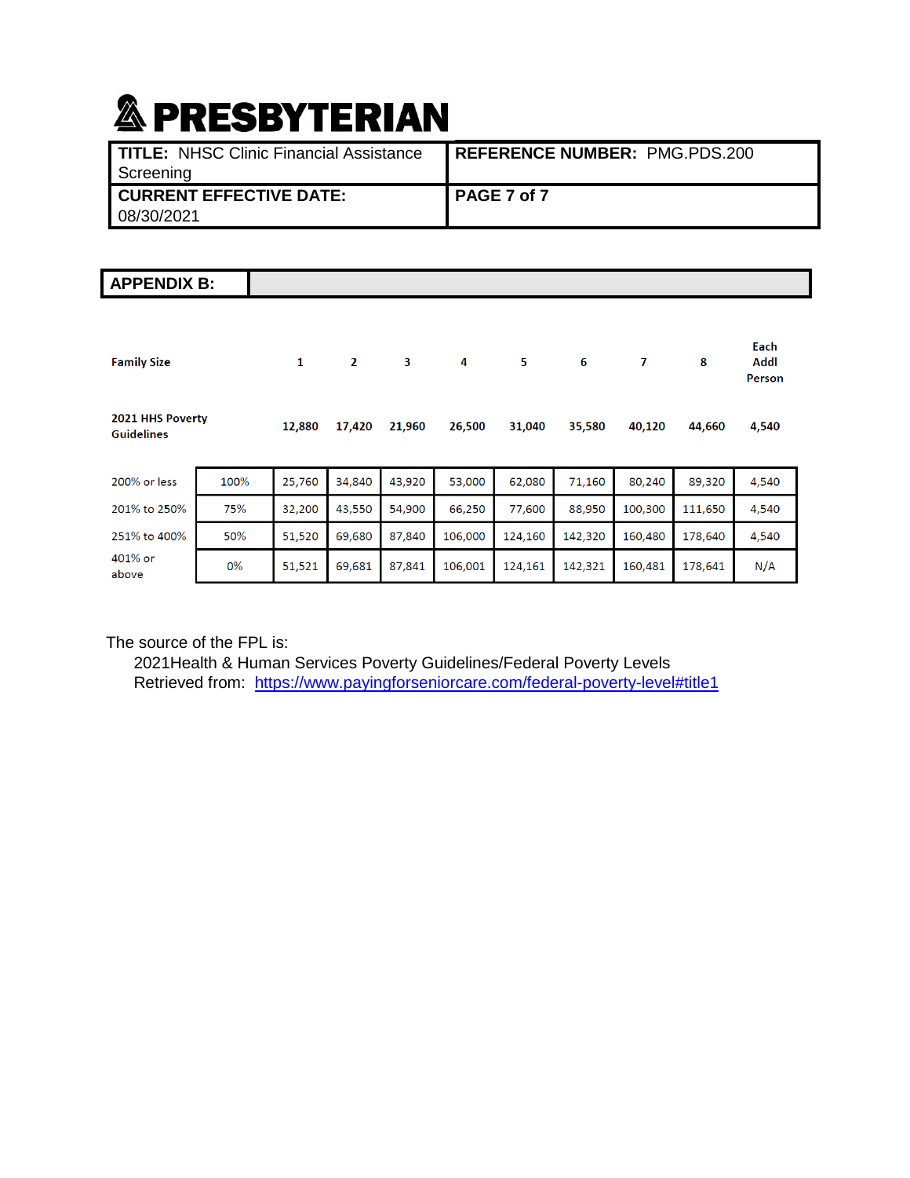**PRESBYTERIAN**

| **TITLE:** NHSC Clinic Financial Assistance Screening | **REFERENCE NUMBER:** PMG.PDS.200 |
|---|---|
| **CURRENT EFFECTIVE DATE:** 08/30/2021 | **PAGE 7 of 7** |

## APPENDIX B:

| **Family Size** | | **1** | **2** | **3** | **4** | **5** | **6** | **7** | **8** | **Each Addl Person** |
|---|---|---|---|---|---|---|---|---|---|---|
| **2021 HHS Poverty Guidelines** | | **12,880** | **17,420** | **21,960** | **26,500** | **31,040** | **35,580** | **40,120** | **44,660** | **4,540** |
| 200% or less | 100% | 25,760 | 34,840 | 43,920 | 53,000 | 62,080 | 71,160 | 80,240 | 89,320 | 4,540 |
| 201% to 250% | 75% | 32,200 | 43,550 | 54,900 | 66,250 | 77,600 | 88,950 | 100,300 | 111,650 | 4,540 |
| 251% to 400% | 50% | 51,520 | 69,680 | 87,840 | 106,000 | 124,160 | 142,320 | 160,480 | 178,640 | 4,540 |
| 401% or above | 0% | 51,521 | 69,681 | 87,841 | 106,001 | 124,161 | 142,321 | 160,481 | 178,641 | N/A |

The source of the FPL is:

2021Health & Human Services Poverty Guidelines/Federal Poverty Levels
Retrieved from: https://www.payingforseniorcare.com/federal-poverty-level#title1